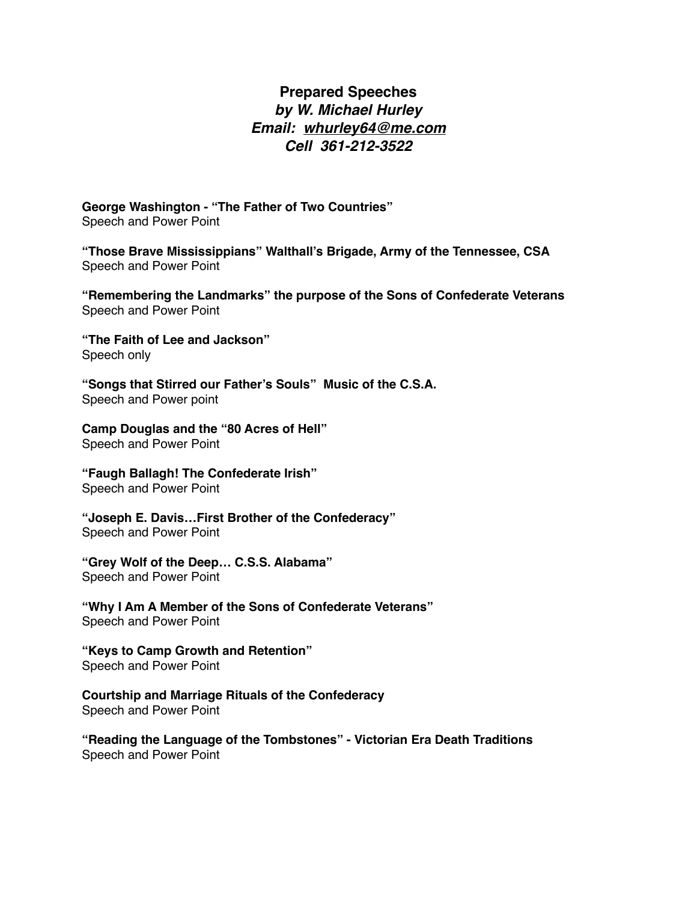# Prepared Speeches

***by W. Michael Hurley***

***Email: whurley64@me.com***

***Cell 361-212-3522***

**George Washington - "The Father of Two Countries"**
Speech and Power Point

**"Those Brave Mississippians" Walthall's Brigade, Army of the Tennessee, CSA**
Speech and Power Point

**"Remembering the Landmarks" the purpose of the Sons of Confederate Veterans**
Speech and Power Point

**"The Faith of Lee and Jackson"**
Speech only

**"Songs that Stirred our Father's Souls" Music of the C.S.A.**
Speech and Power point

**Camp Douglas and the "80 Acres of Hell"**
Speech and Power Point

**"Faugh Ballagh! The Confederate Irish"**
Speech and Power Point

**"Joseph E. Davis…First Brother of the Confederacy"**
Speech and Power Point

**"Grey Wolf of the Deep… C.S.S. Alabama"**
Speech and Power Point

**"Why I Am A Member of the Sons of Confederate Veterans"**
Speech and Power Point

**"Keys to Camp Growth and Retention"**
Speech and Power Point

**Courtship and Marriage Rituals of the Confederacy**
Speech and Power Point

**"Reading the Language of the Tombstones" - Victorian Era Death Traditions**
Speech and Power Point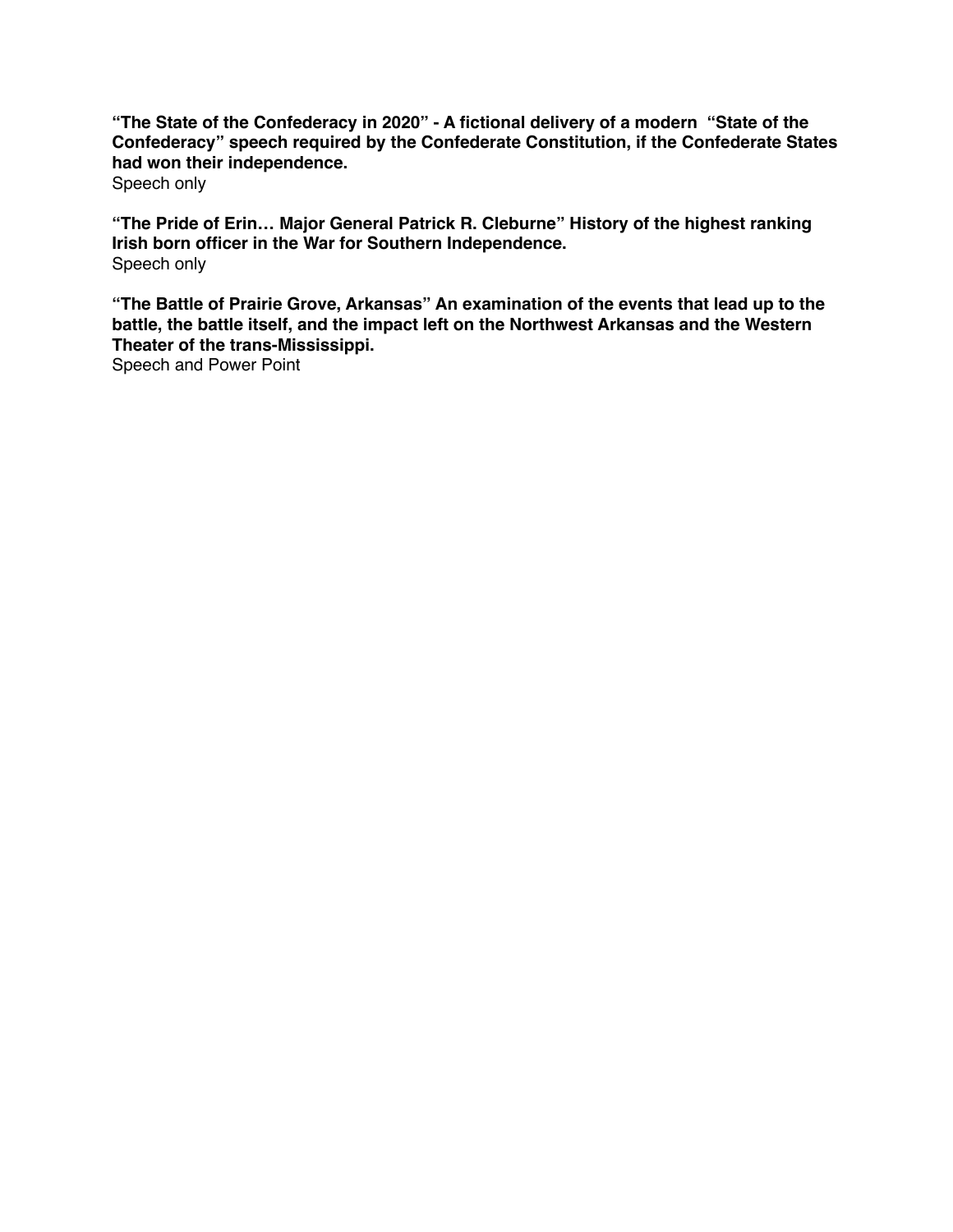**“The State of the Confederacy in 2020” - A fictional delivery of a modern “State of the Confederacy” speech required by the Confederate Constitution, if the Confederate States had won their independence.**
Speech only

**“The Pride of Erin… Major General Patrick R. Cleburne” History of the highest ranking Irish born officer in the War for Southern Independence.**
Speech only

**“The Battle of Prairie Grove, Arkansas” An examination of the events that lead up to the battle, the battle itself, and the impact left on the Northwest Arkansas and the Western Theater of the trans-Mississippi.**
Speech and Power Point